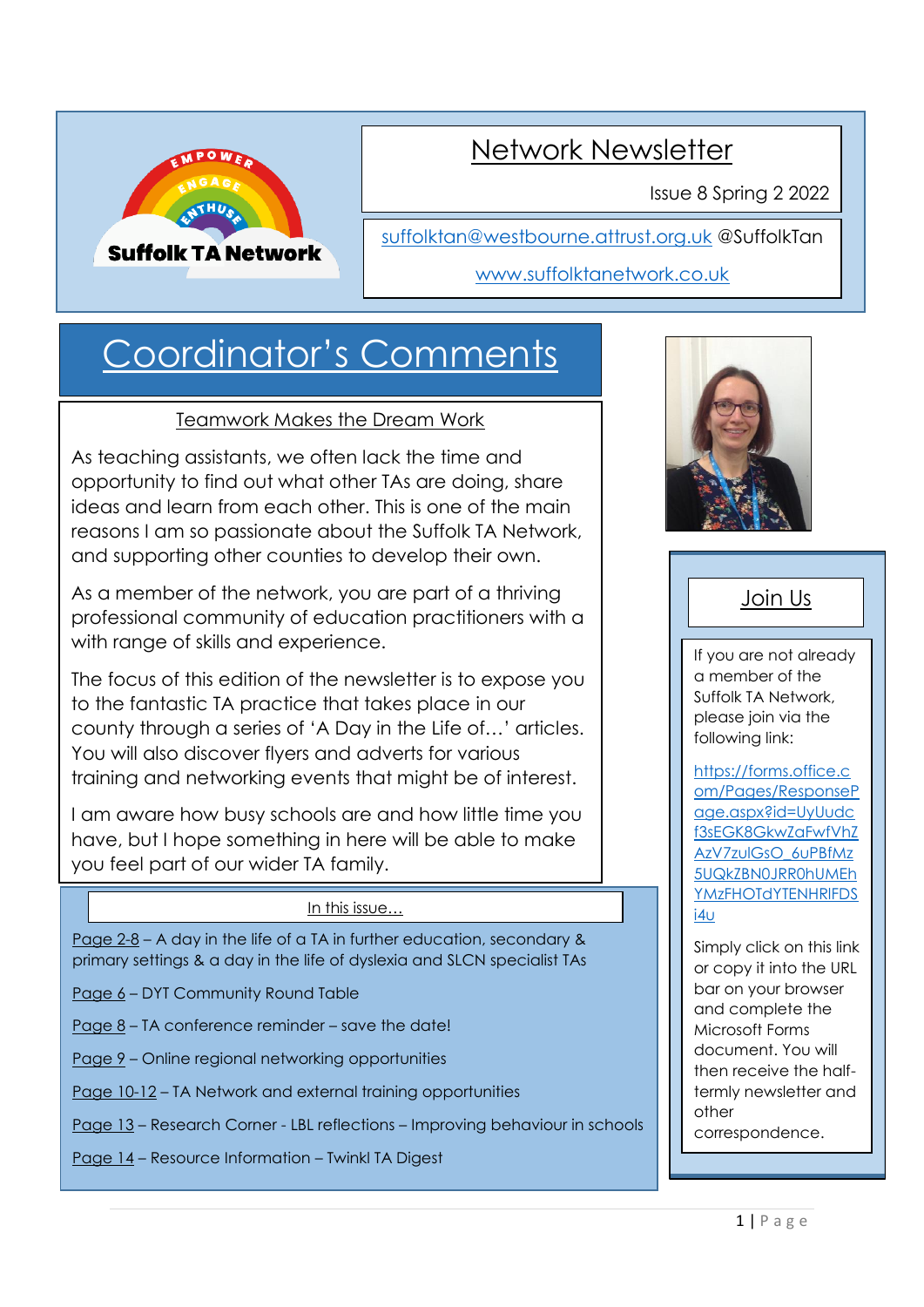Suffolk TA Network

EMPOWER ENGAGE ENTHUSE

# Network Newsletter

Issue 8 Spring 2 2022

suffolktan@westbourne.attrust.org.uk @SuffolkTan

www.suffolktanetwork.co.uk

## Coordinator's Comments

### Teamwork Makes the Dream Work

As teaching assistants, we often lack the time and opportunity to find out what other TAs are doing, share ideas and learn from each other. This is one of the main reasons I am so passionate about the Suffolk TA Network, and supporting other counties to develop their own.

As a member of the network, you are part of a thriving professional community of education practitioners with a with range of skills and experience.

The focus of this edition of the newsletter is to expose you to the fantastic TA practice that takes place in our county through a series of 'A Day in the Life of…' articles. You will also discover flyers and adverts for various training and networking events that might be of interest.

I am aware how busy schools are and how little time you have, but I hope something in here will be able to make you feel part of our wider TA family.

### In this issue…

Page 2-8 – A day in the life of a TA in further education, secondary & primary settings & a day in the life of dyslexia and SLCN specialist TAs

Page 6 – DYT Community Round Table

Page 8 – TA conference reminder – save the date!

Page 9 – Online regional networking opportunities

Page 10-12 – TA Network and external training opportunities

Page 13 – Research Corner - LBL reflections – Improving behaviour in schools

Page 14 – Resource Information – Twinkl TA Digest

## Join Us

If you are not already a member of the Suffolk TA Network, please join via the following link:

https://forms.office.com/Pages/ResponsePage.aspx?id=UyUudcf3sEGK8GkwZaFwfVhZAzV7zulGsO_6uPBfMz5UQkZBN0JRR0hUMEhYMzFHOTdYTENHRlFDSi4u

Simply click on this link or copy it into the URL bar on your browser and complete the Microsoft Forms document. You will then receive the half-termly newsletter and other correspondence.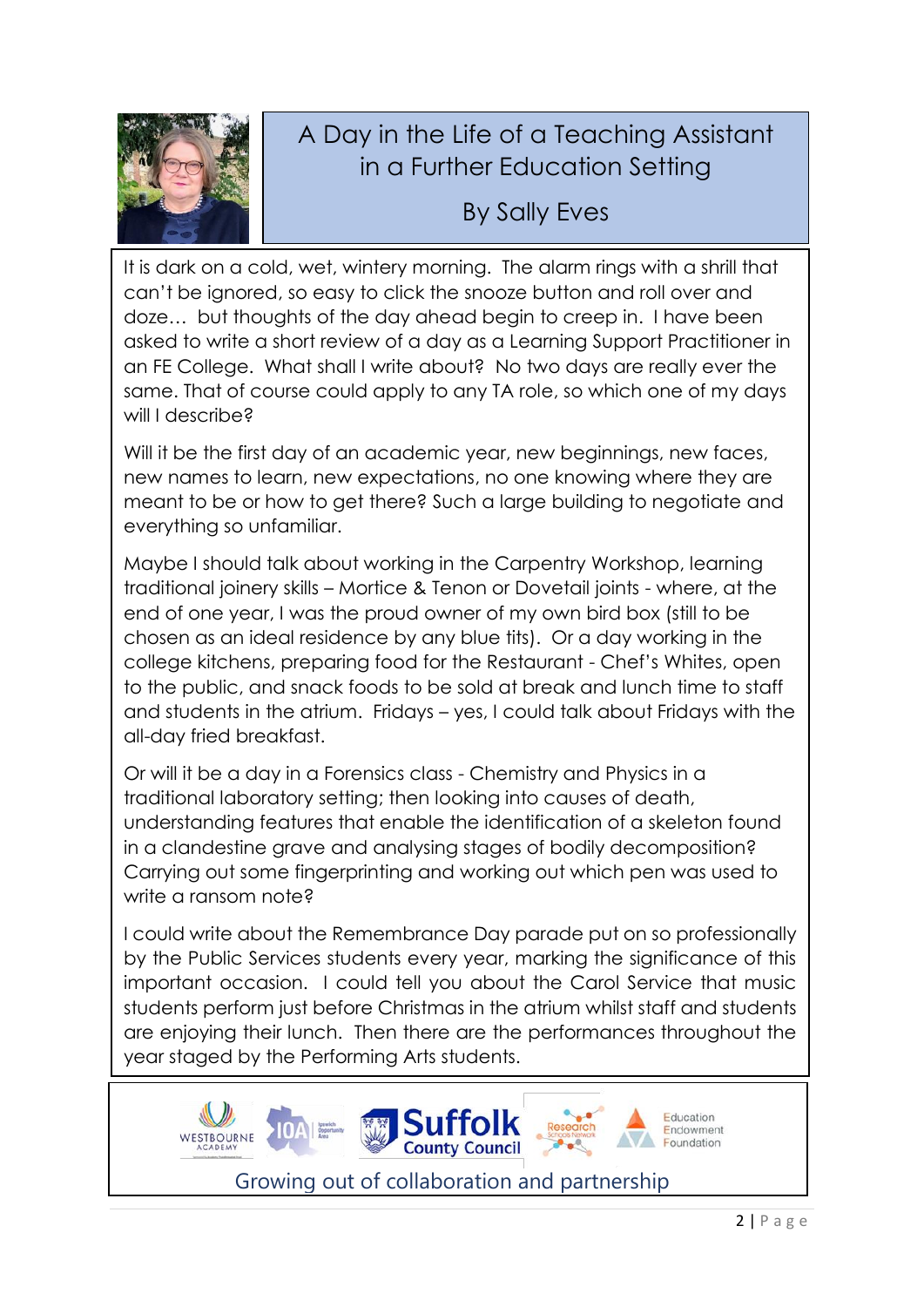# A Day in the Life of a Teaching Assistant in a Further Education Setting

## By Sally Eves

It is dark on a cold, wet, wintery morning. The alarm rings with a shrill that can't be ignored, so easy to click the snooze button and roll over and doze… but thoughts of the day ahead begin to creep in. I have been asked to write a short review of a day as a Learning Support Practitioner in an FE College. What shall I write about? No two days are really ever the same. That of course could apply to any TA role, so which one of my days will I describe?

Will it be the first day of an academic year, new beginnings, new faces, new names to learn, new expectations, no one knowing where they are meant to be or how to get there? Such a large building to negotiate and everything so unfamiliar.

Maybe I should talk about working in the Carpentry Workshop, learning traditional joinery skills – Mortice & Tenon or Dovetail joints - where, at the end of one year, I was the proud owner of my own bird box (still to be chosen as an ideal residence by any blue tits). Or a day working in the college kitchens, preparing food for the Restaurant - Chef's Whites, open to the public, and snack foods to be sold at break and lunch time to staff and students in the atrium. Fridays – yes, I could talk about Fridays with the all-day fried breakfast.

Or will it be a day in a Forensics class - Chemistry and Physics in a traditional laboratory setting; then looking into causes of death, understanding features that enable the identification of a skeleton found in a clandestine grave and analysing stages of bodily decomposition? Carrying out some fingerprinting and working out which pen was used to write a ransom note?

I could write about the Remembrance Day parade put on so professionally by the Public Services students every year, marking the significance of this important occasion. I could tell you about the Carol Service that music students perform just before Christmas in the atrium whilst staff and students are enjoying their lunch. Then there are the performances throughout the year staged by the Performing Arts students.

Westbourne Academy | IOA Ipswich Opportunity Area | Suffolk County Council | Research Schools Network | Education Endowment Foundation

Growing out of collaboration and partnership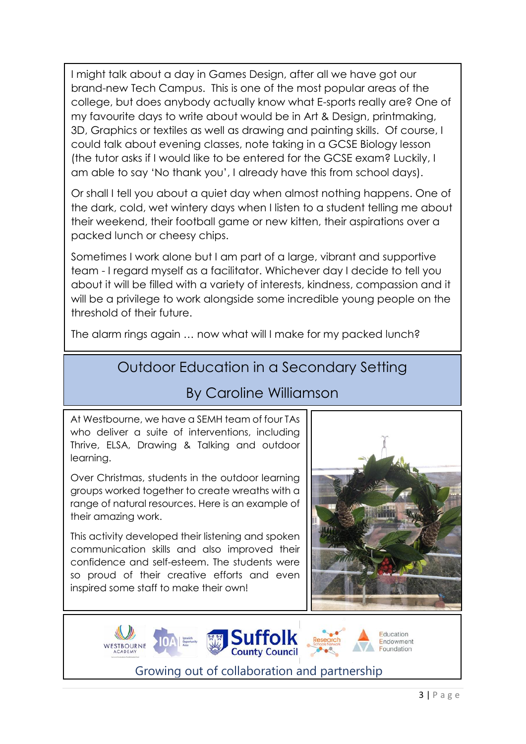I might talk about a day in Games Design, after all we have got our brand-new Tech Campus. This is one of the most popular areas of the college, but does anybody actually know what E-sports really are? One of my favourite days to write about would be in Art & Design, printmaking, 3D, Graphics or textiles as well as drawing and painting skills. Of course, I could talk about evening classes, note taking in a GCSE Biology lesson (the tutor asks if I would like to be entered for the GCSE exam? Luckily, I am able to say 'No thank you', I already have this from school days).

Or shall I tell you about a quiet day when almost nothing happens. One of the dark, cold, wet wintery days when I listen to a student telling me about their weekend, their football game or new kitten, their aspirations over a packed lunch or cheesy chips.

Sometimes I work alone but I am part of a large, vibrant and supportive team - I regard myself as a facilitator. Whichever day I decide to tell you about it will be filled with a variety of interests, kindness, compassion and it will be a privilege to work alongside some incredible young people on the threshold of their future.

The alarm rings again … now what will I make for my packed lunch?

## Outdoor Education in a Secondary Setting

### By Caroline Williamson

At Westbourne, we have a SEMH team of four TAs who deliver a suite of interventions, including Thrive, ELSA, Drawing & Talking and outdoor learning.

Over Christmas, students in the outdoor learning groups worked together to create wreaths with a range of natural resources. Here is an example of their amazing work.

This activity developed their listening and spoken communication skills and also improved their confidence and self-esteem. The students were so proud of their creative efforts and even inspired some staff to make their own!

Growing out of collaboration and partnership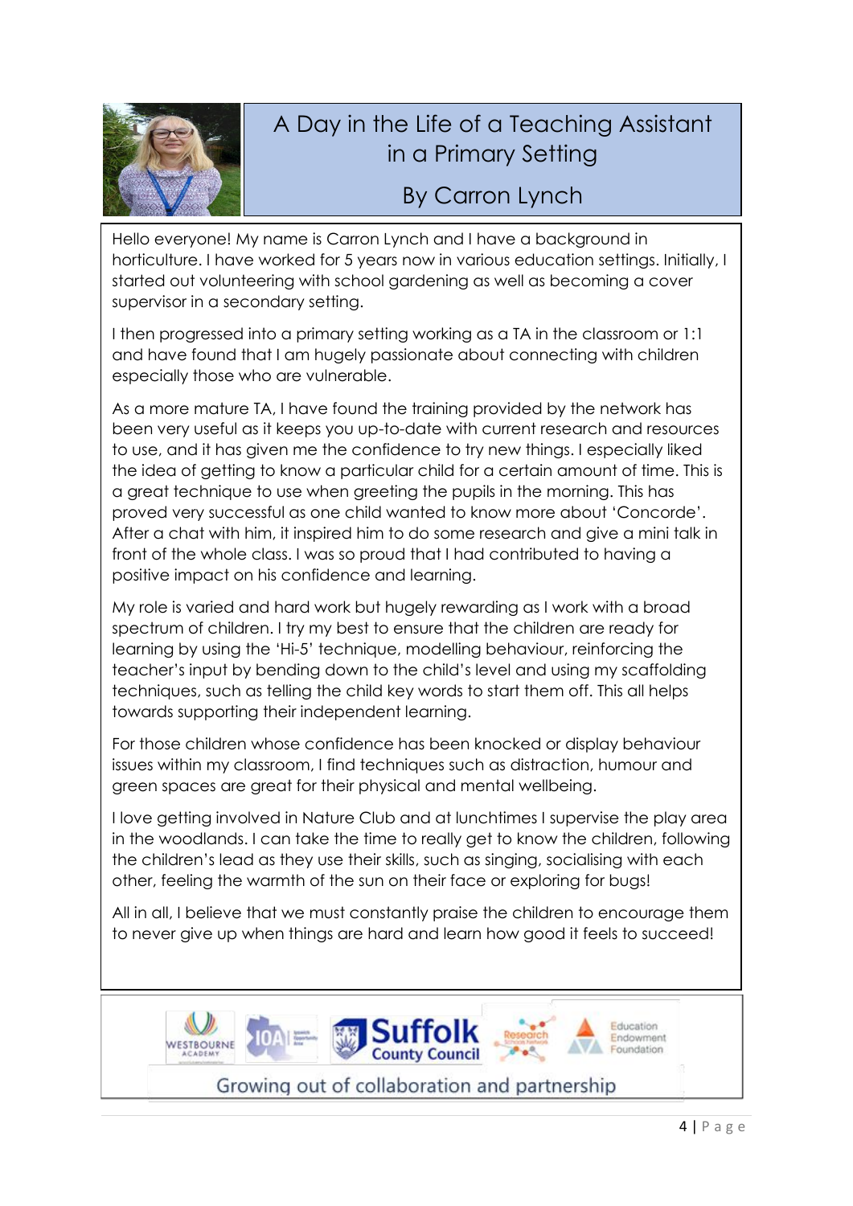# A Day in the Life of a Teaching Assistant in a Primary Setting

## By Carron Lynch

Hello everyone! My name is Carron Lynch and I have a background in horticulture. I have worked for 5 years now in various education settings. Initially, I started out volunteering with school gardening as well as becoming a cover supervisor in a secondary setting.

I then progressed into a primary setting working as a TA in the classroom or 1:1 and have found that I am hugely passionate about connecting with children especially those who are vulnerable.

As a more mature TA, I have found the training provided by the network has been very useful as it keeps you up-to-date with current research and resources to use, and it has given me the confidence to try new things. I especially liked the idea of getting to know a particular child for a certain amount of time. This is a great technique to use when greeting the pupils in the morning. This has proved very successful as one child wanted to know more about 'Concorde'. After a chat with him, it inspired him to do some research and give a mini talk in front of the whole class. I was so proud that I had contributed to having a positive impact on his confidence and learning.

My role is varied and hard work but hugely rewarding as I work with a broad spectrum of children. I try my best to ensure that the children are ready for learning by using the 'Hi-5' technique, modelling behaviour, reinforcing the teacher's input by bending down to the child's level and using my scaffolding techniques, such as telling the child key words to start them off. This all helps towards supporting their independent learning.

For those children whose confidence has been knocked or display behaviour issues within my classroom, I find techniques such as distraction, humour and green spaces are great for their physical and mental wellbeing.

I love getting involved in Nature Club and at lunchtimes I supervise the play area in the woodlands. I can take the time to really get to know the children, following the children's lead as they use their skills, such as singing, socialising with each other, feeling the warmth of the sun on their face or exploring for bugs!

All in all, I believe that we must constantly praise the children to encourage them to never give up when things are hard and learn how good it feels to succeed!

Westbourne Academy | IOA | Suffolk County Council | Research Schools Network | Education Endowment Foundation

Growing out of collaboration and partnership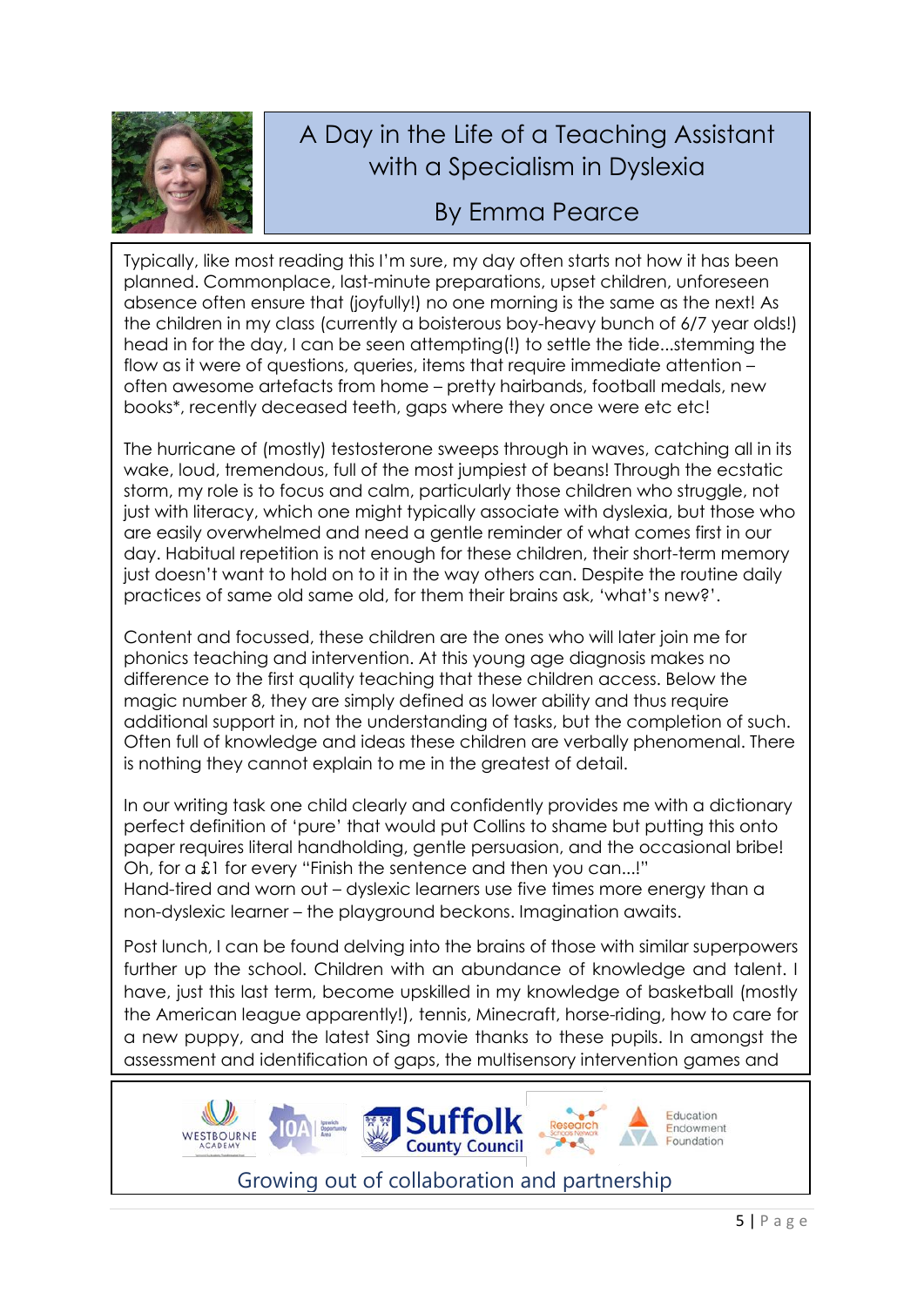# A Day in the Life of a Teaching Assistant with a Specialism in Dyslexia

## By Emma Pearce

Typically, like most reading this I'm sure, my day often starts not how it has been planned. Commonplace, last-minute preparations, upset children, unforeseen absence often ensure that (joyfully!) no one morning is the same as the next! As the children in my class (currently a boisterous boy-heavy bunch of 6/7 year olds!) head in for the day, I can be seen attempting(!) to settle the tide...stemming the flow as it were of questions, queries, items that require immediate attention – often awesome artefacts from home – pretty hairbands, football medals, new books*, recently deceased teeth, gaps where they once were etc etc!

The hurricane of (mostly) testosterone sweeps through in waves, catching all in its wake, loud, tremendous, full of the most jumpiest of beans! Through the ecstatic storm, my role is to focus and calm, particularly those children who struggle, not just with literacy, which one might typically associate with dyslexia, but those who are easily overwhelmed and need a gentle reminder of what comes first in our day. Habitual repetition is not enough for these children, their short-term memory just doesn't want to hold on to it in the way others can. Despite the routine daily practices of same old same old, for them their brains ask, 'what's new?'.

Content and focussed, these children are the ones who will later join me for phonics teaching and intervention. At this young age diagnosis makes no difference to the first quality teaching that these children access. Below the magic number 8, they are simply defined as lower ability and thus require additional support in, not the understanding of tasks, but the completion of such. Often full of knowledge and ideas these children are verbally phenomenal. There is nothing they cannot explain to me in the greatest of detail.

In our writing task one child clearly and confidently provides me with a dictionary perfect definition of 'pure' that would put Collins to shame but putting this onto paper requires literal handholding, gentle persuasion, and the occasional bribe! Oh, for a £1 for every "Finish the sentence and then you can...!"
Hand-tired and worn out – dyslexic learners use five times more energy than a non-dyslexic learner – the playground beckons. Imagination awaits.

Post lunch, I can be found delving into the brains of those with similar superpowers further up the school. Children with an abundance of knowledge and talent. I have, just this last term, become upskilled in my knowledge of basketball (mostly the American league apparently!), tennis, Minecraft, horse-riding, how to care for a new puppy, and the latest Sing movie thanks to these pupils. In amongst the assessment and identification of gaps, the multisensory intervention games and

Growing out of collaboration and partnership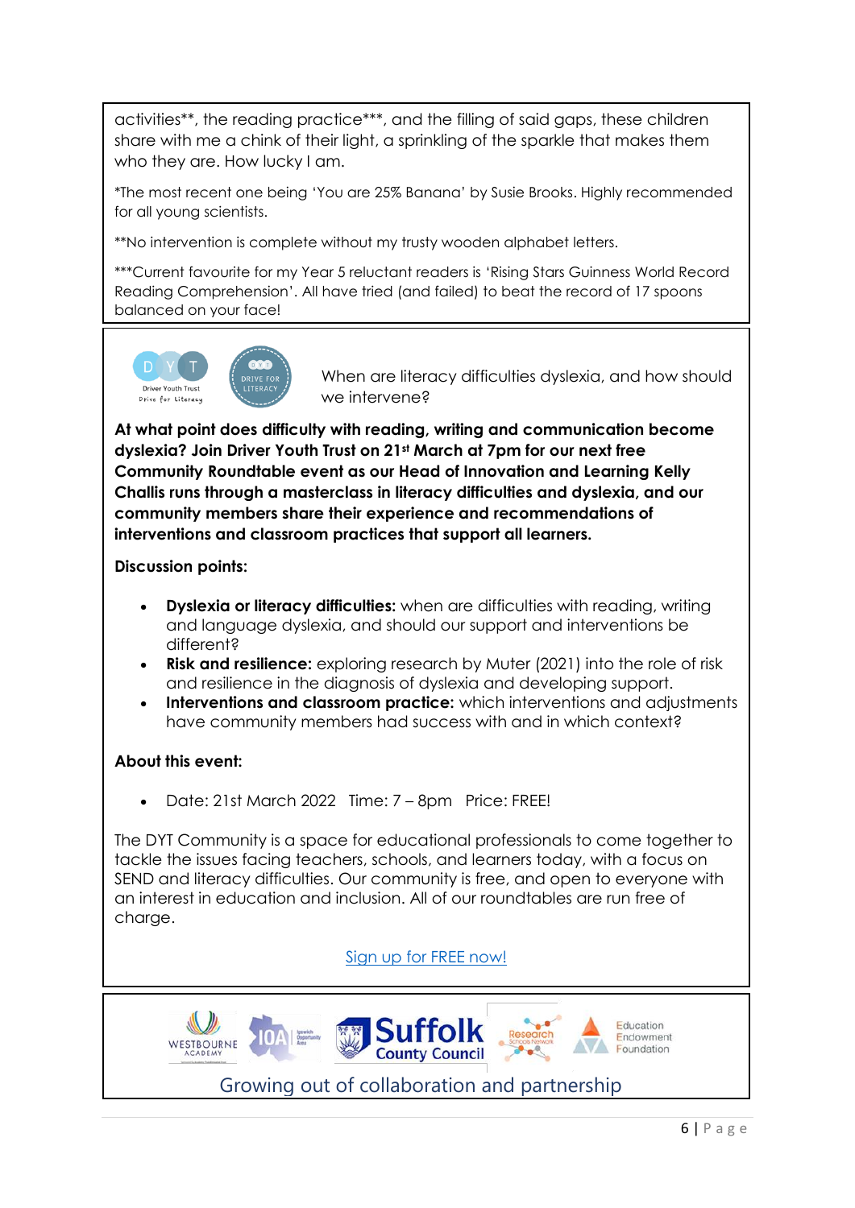activities**, the reading practice***, and the filling of said gaps, these children share with me a chink of their light, a sprinkling of the sparkle that makes them who they are. How lucky I am.

*The most recent one being 'You are 25% Banana' by Susie Brooks. Highly recommended for all young scientists.

**No intervention is complete without my trusty wooden alphabet letters.

***Current favourite for my Year 5 reluctant readers is 'Rising Stars Guinness World Record Reading Comprehension'. All have tried (and failed) to beat the record of 17 spoons balanced on your face!

---

DYT Driver Youth Trust Drive for Literacy

DRIVE FOR LITERACY

When are literacy difficulties dyslexia, and how should we intervene?

**At what point does difficulty with reading, writing and communication become dyslexia? Join Driver Youth Trust on 21st March at 7pm for our next free Community Roundtable event as our Head of Innovation and Learning Kelly Challis runs through a masterclass in literacy difficulties and dyslexia, and our community members share their experience and recommendations of interventions and classroom practices that support all learners.**

**Discussion points:**

- **Dyslexia or literacy difficulties:** when are difficulties with reading, writing and language dyslexia, and should our support and interventions be different?
- **Risk and resilience:** exploring research by Muter (2021) into the role of risk and resilience in the diagnosis of dyslexia and developing support.
- **Interventions and classroom practice:** which interventions and adjustments have community members had success with and in which context?

**About this event:**

- Date: 21st March 2022 Time: 7 – 8pm Price: FREE!

The DYT Community is a space for educational professionals to come together to tackle the issues facing teachers, schools, and learners today, with a focus on SEND and literacy difficulties. Our community is free, and open to everyone with an interest in education and inclusion. All of our roundtables are run free of charge.

[Sign up for FREE now!]

---

Westbourne Academy | IOA Ipswich Opportunity Area | Suffolk County Council | Research Schools Network | Education Endowment Foundation

Growing out of collaboration and partnership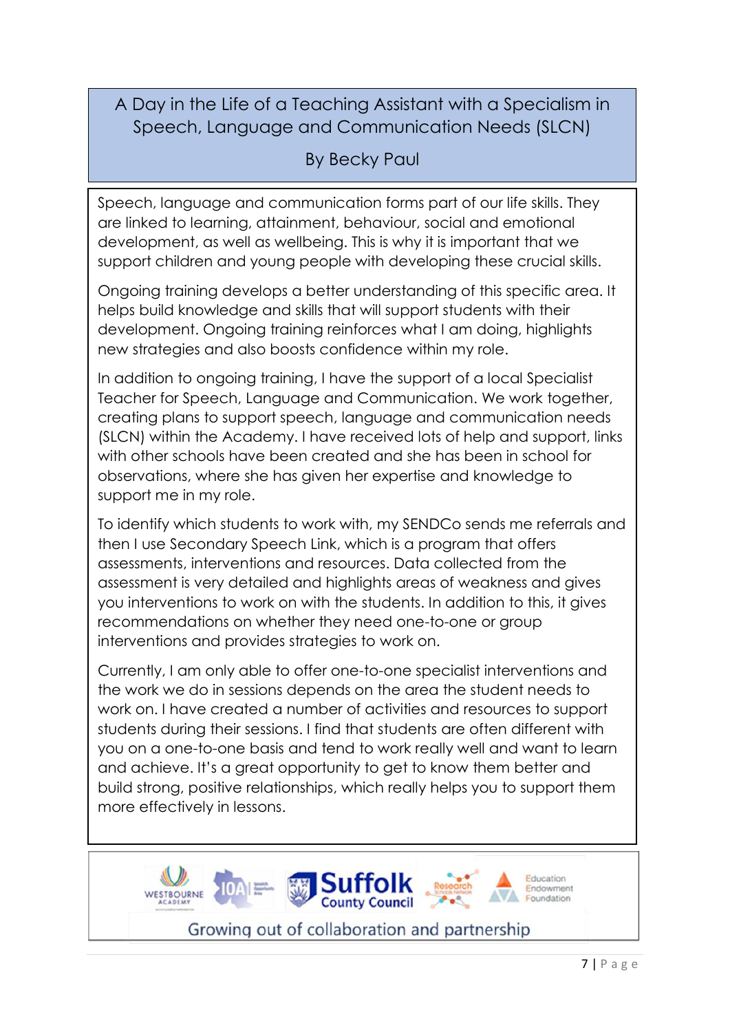# A Day in the Life of a Teaching Assistant with a Specialism in Speech, Language and Communication Needs (SLCN)

By Becky Paul

Speech, language and communication forms part of our life skills. They are linked to learning, attainment, behaviour, social and emotional development, as well as wellbeing. This is why it is important that we support children and young people with developing these crucial skills.

Ongoing training develops a better understanding of this specific area. It helps build knowledge and skills that will support students with their development. Ongoing training reinforces what I am doing, highlights new strategies and also boosts confidence within my role.

In addition to ongoing training, I have the support of a local Specialist Teacher for Speech, Language and Communication. We work together, creating plans to support speech, language and communication needs (SLCN) within the Academy. I have received lots of help and support, links with other schools have been created and she has been in school for observations, where she has given her expertise and knowledge to support me in my role.

To identify which students to work with, my SENDCo sends me referrals and then I use Secondary Speech Link, which is a program that offers assessments, interventions and resources. Data collected from the assessment is very detailed and highlights areas of weakness and gives you interventions to work on with the students. In addition to this, it gives recommendations on whether they need one-to-one or group interventions and provides strategies to work on.

Currently, I am only able to offer one-to-one specialist interventions and the work we do in sessions depends on the area the student needs to work on. I have created a number of activities and resources to support students during their sessions. I find that students are often different with you on a one-to-one basis and tend to work really well and want to learn and achieve. It's a great opportunity to get to know them better and build strong, positive relationships, which really helps you to support them more effectively in lessons.

Growing out of collaboration and partnership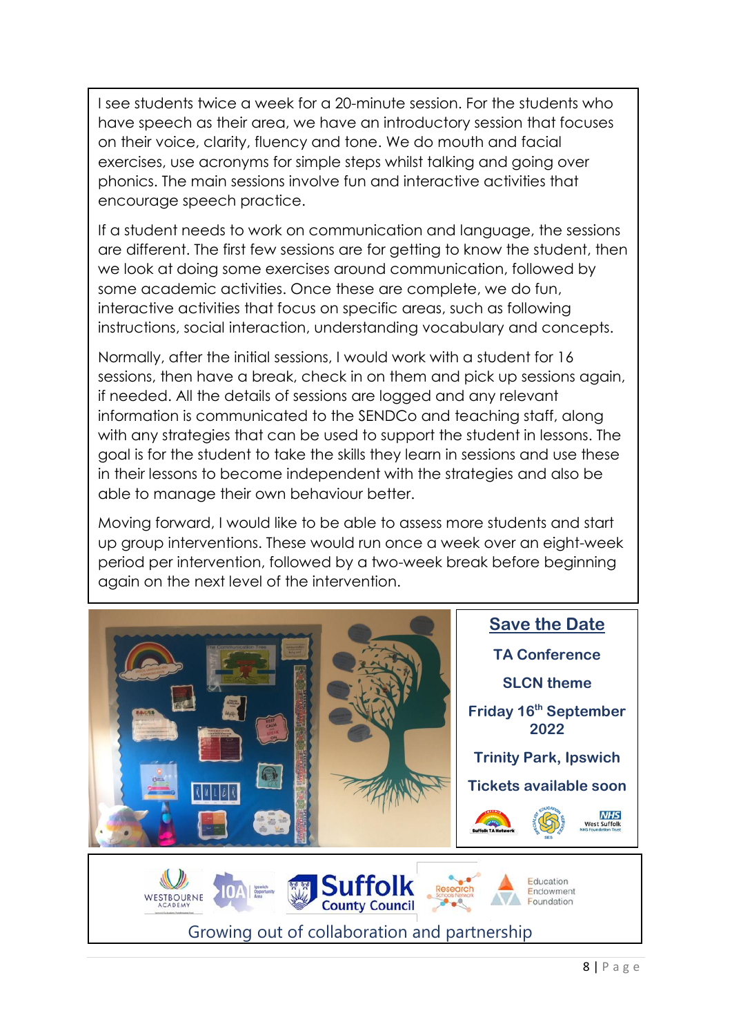I see students twice a week for a 20-minute session. For the students who have speech as their area, we have an introductory session that focuses on their voice, clarity, fluency and tone. We do mouth and facial exercises, use acronyms for simple steps whilst talking and going over phonics. The main sessions involve fun and interactive activities that encourage speech practice.

If a student needs to work on communication and language, the sessions are different. The first few sessions are for getting to know the student, then we look at doing some exercises around communication, followed by some academic activities. Once these are complete, we do fun, interactive activities that focus on specific areas, such as following instructions, social interaction, understanding vocabulary and concepts.

Normally, after the initial sessions, I would work with a student for 16 sessions, then have a break, check in on them and pick up sessions again, if needed. All the details of sessions are logged and any relevant information is communicated to the SENDCo and teaching staff, along with any strategies that can be used to support the student in lessons. The goal is for the student to take the skills they learn in sessions and use these in their lessons to become independent with the strategies and also be able to manage their own behaviour better.

Moving forward, I would like to be able to assess more students and start up group interventions. These would run once a week over an eight-week period per intervention, followed by a two-week break before beginning again on the next level of the intervention.

## Save the Date

**TA Conference**

**SLCN theme**

**Friday 16th September 2022**

**Trinity Park, Ipswich**

**Tickets available soon**

Growing out of collaboration and partnership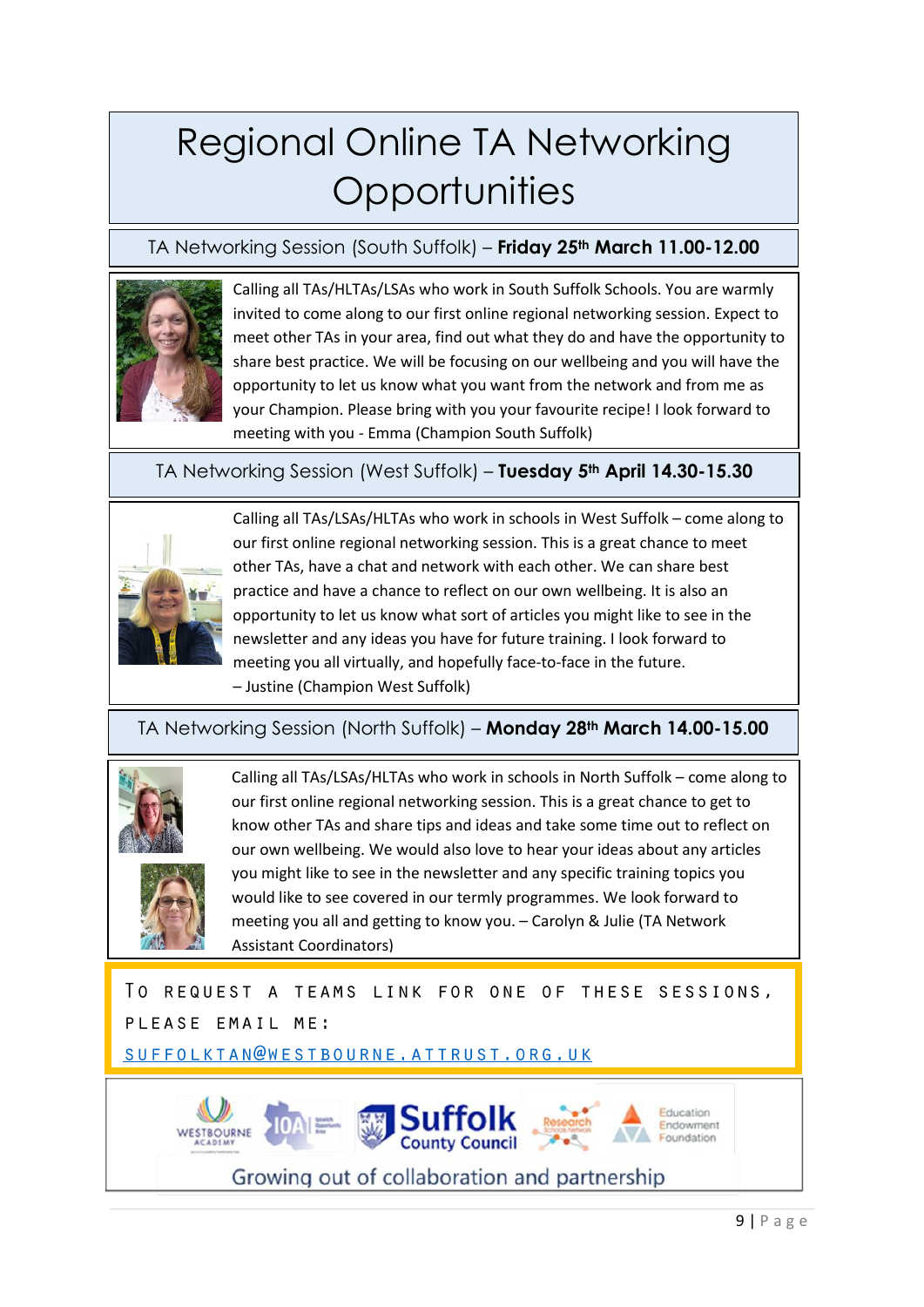# Regional Online TA Networking Opportunities

## TA Networking Session (South Suffolk) – **Friday 25th March 11.00-12.00**

Calling all TAs/HLTAs/LSAs who work in South Suffolk Schools. You are warmly invited to come along to our first online regional networking session. Expect to meet other TAs in your area, find out what they do and have the opportunity to share best practice. We will be focusing on our wellbeing and you will have the opportunity to let us know what you want from the network and from me as your Champion. Please bring with you your favourite recipe! I look forward to meeting with you - Emma (Champion South Suffolk)

## TA Networking Session (West Suffolk) – **Tuesday 5th April 14.30-15.30**

Calling all TAs/LSAs/HLTAs who work in schools in West Suffolk – come along to our first online regional networking session. This is a great chance to meet other TAs, have a chat and network with each other. We can share best practice and have a chance to reflect on our own wellbeing. It is also an opportunity to let us know what sort of articles you might like to see in the newsletter and any ideas you have for future training. I look forward to meeting you all virtually, and hopefully face-to-face in the future.
– Justine (Champion West Suffolk)

## TA Networking Session (North Suffolk) – **Monday 28th March 14.00-15.00**

Calling all TAs/LSAs/HLTAs who work in schools in North Suffolk – come along to our first online regional networking session. This is a great chance to get to know other TAs and share tips and ideas and take some time out to reflect on our own wellbeing. We would also love to hear your ideas about any articles you might like to see in the newsletter and any specific training topics you would like to see covered in our termly programmes. We look forward to meeting you all and getting to know you. – Carolyn & Julie (TA Network Assistant Coordinators)

TO REQUEST A TEAMS LINK FOR ONE OF THESE SESSIONS, PLEASE EMAIL ME:
SUFFOLKTAN@WESTBOURNE.ATTRUST.ORG.UK

Westbourne Academy | IOA | Suffolk County Council | Research Schools Network | Education Endowment Foundation

Growing out of collaboration and partnership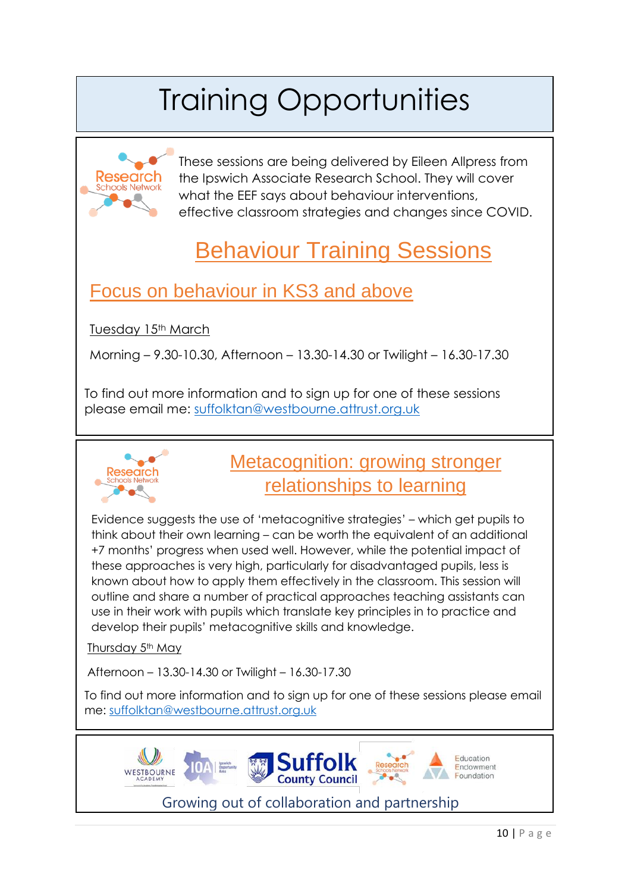# Training Opportunities

These sessions are being delivered by Eileen Allpress from the Ipswich Associate Research School. They will cover what the EEF says about behaviour interventions, effective classroom strategies and changes since COVID.

## Behaviour Training Sessions

### Focus on behaviour in KS3 and above

Tuesday 15th March

Morning – 9.30-10.30, Afternoon – 13.30-14.30 or Twilight – 16.30-17.30

To find out more information and to sign up for one of these sessions please email me: suffolktan@westbourne.attrust.org.uk

## Metacognition: growing stronger relationships to learning

Evidence suggests the use of 'metacognitive strategies' – which get pupils to think about their own learning – can be worth the equivalent of an additional +7 months' progress when used well. However, while the potential impact of these approaches is very high, particularly for disadvantaged pupils, less is known about how to apply them effectively in the classroom. This session will outline and share a number of practical approaches teaching assistants can use in their work with pupils which translate key principles in to practice and develop their pupils' metacognitive skills and knowledge.

Thursday 5th May

Afternoon – 13.30-14.30 or Twilight – 16.30-17.30

To find out more information and to sign up for one of these sessions please email me: suffolktan@westbourne.attrust.org.uk

Growing out of collaboration and partnership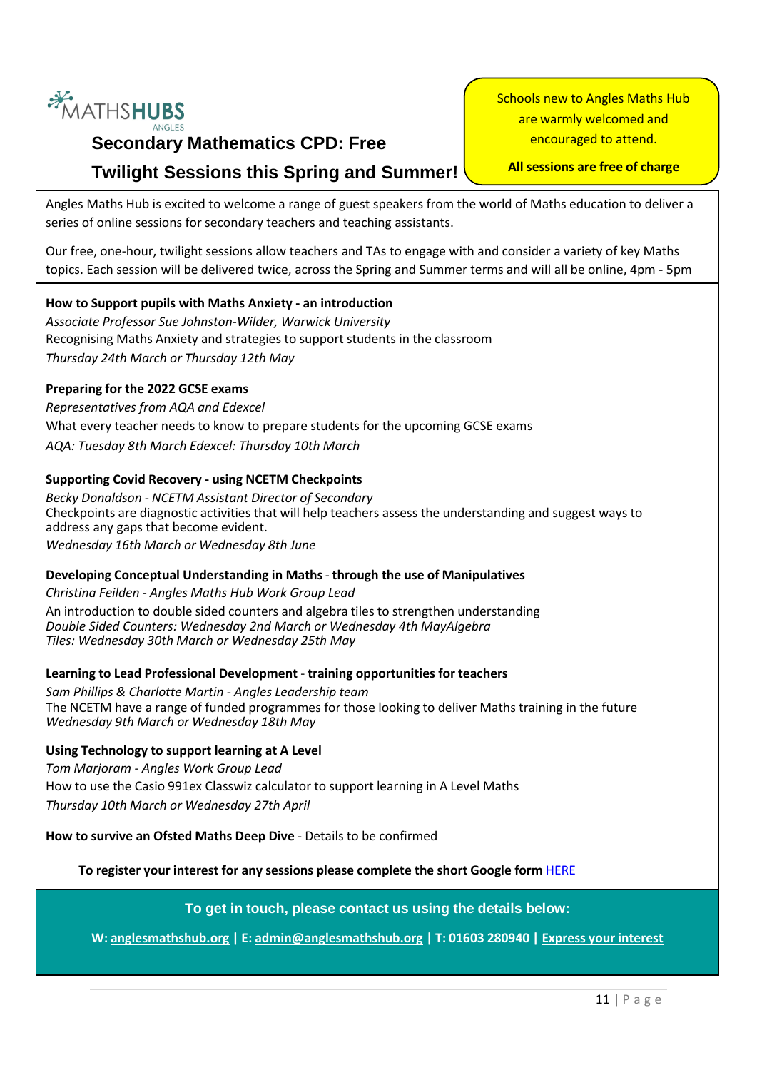MATHSHUBS ANGLES

# Secondary Mathematics CPD: Free Twilight Sessions this Spring and Summer!

Schools new to Angles Maths Hub are warmly welcomed and encouraged to attend.

**All sessions are free of charge**

Angles Maths Hub is excited to welcome a range of guest speakers from the world of Maths education to deliver a series of online sessions for secondary teachers and teaching assistants.

Our free, one-hour, twilight sessions allow teachers and TAs to engage with and consider a variety of key Maths topics. Each session will be delivered twice, across the Spring and Summer terms and will all be online, 4pm - 5pm

**How to Support pupils with Maths Anxiety - an introduction**
*Associate Professor Sue Johnston-Wilder, Warwick University*
Recognising Maths Anxiety and strategies to support students in the classroom
*Thursday 24th March or Thursday 12th May*

**Preparing for the 2022 GCSE exams**
*Representatives from AQA and Edexcel*
What every teacher needs to know to prepare students for the upcoming GCSE exams
*AQA: Tuesday 8th March Edexcel: Thursday 10th March*

**Supporting Covid Recovery - using NCETM Checkpoints**
*Becky Donaldson - NCETM Assistant Director of Secondary*
Checkpoints are diagnostic activities that will help teachers assess the understanding and suggest ways to address any gaps that become evident.
*Wednesday 16th March or Wednesday 8th June*

**Developing Conceptual Understanding in Maths** - **through the use of Manipulatives**
*Christina Feilden - Angles Maths Hub Work Group Lead*
An introduction to double sided counters and algebra tiles to strengthen understanding
*Double Sided Counters: Wednesday 2nd March or Wednesday 4th MayAlgebra Tiles: Wednesday 30th March or Wednesday 25th May*

**Learning to Lead Professional Development** - **training opportunities for teachers**
*Sam Phillips & Charlotte Martin - Angles Leadership team*
The NCETM have a range of funded programmes for those looking to deliver Maths training in the future
*Wednesday 9th March or Wednesday 18th May*

**Using Technology to support learning at A Level**
*Tom Marjoram - Angles Work Group Lead*
How to use the Casio 991ex Classwiz calculator to support learning in A Level Maths
*Thursday 10th March or Wednesday 27th April*

**How to survive an Ofsted Maths Deep Dive** - Details to be confirmed

**To register your interest for any sessions please complete the short Google form** HERE

**To get in touch, please contact us using the details below:**

**W: anglesmathshub.org | E: admin@anglesmathshub.org | T: 01603 280940 | Express your interest**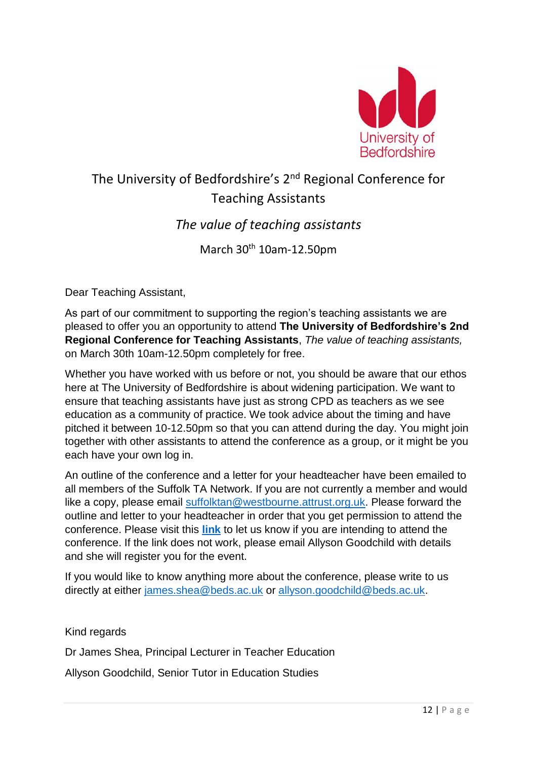# The University of Bedfordshire's 2nd Regional Conference for Teaching Assistants

## *The value of teaching assistants*

March 30th 10am-12.50pm

Dear Teaching Assistant,

As part of our commitment to supporting the region's teaching assistants we are pleased to offer you an opportunity to attend **The University of Bedfordshire's 2nd Regional Conference for Teaching Assistants**, *The value of teaching assistants,* on March 30th 10am-12.50pm completely for free.

Whether you have worked with us before or not, you should be aware that our ethos here at The University of Bedfordshire is about widening participation. We want to ensure that teaching assistants have just as strong CPD as teachers as we see education as a community of practice. We took advice about the timing and have pitched it between 10-12.50pm so that you can attend during the day. You might join together with other assistants to attend the conference as a group, or it might be you each have your own log in.

An outline of the conference and a letter for your headteacher have been emailed to all members of the Suffolk TA Network. If you are not currently a member and would like a copy, please email suffolktan@westbourne.attrust.org.uk. Please forward the outline and letter to your headteacher in order that you get permission to attend the conference. Please visit this **link** to let us know if you are intending to attend the conference. If the link does not work, please email Allyson Goodchild with details and she will register you for the event.

If you would like to know anything more about the conference, please write to us directly at either james.shea@beds.ac.uk or allyson.goodchild@beds.ac.uk.

Kind regards

Dr James Shea, Principal Lecturer in Teacher Education

Allyson Goodchild, Senior Tutor in Education Studies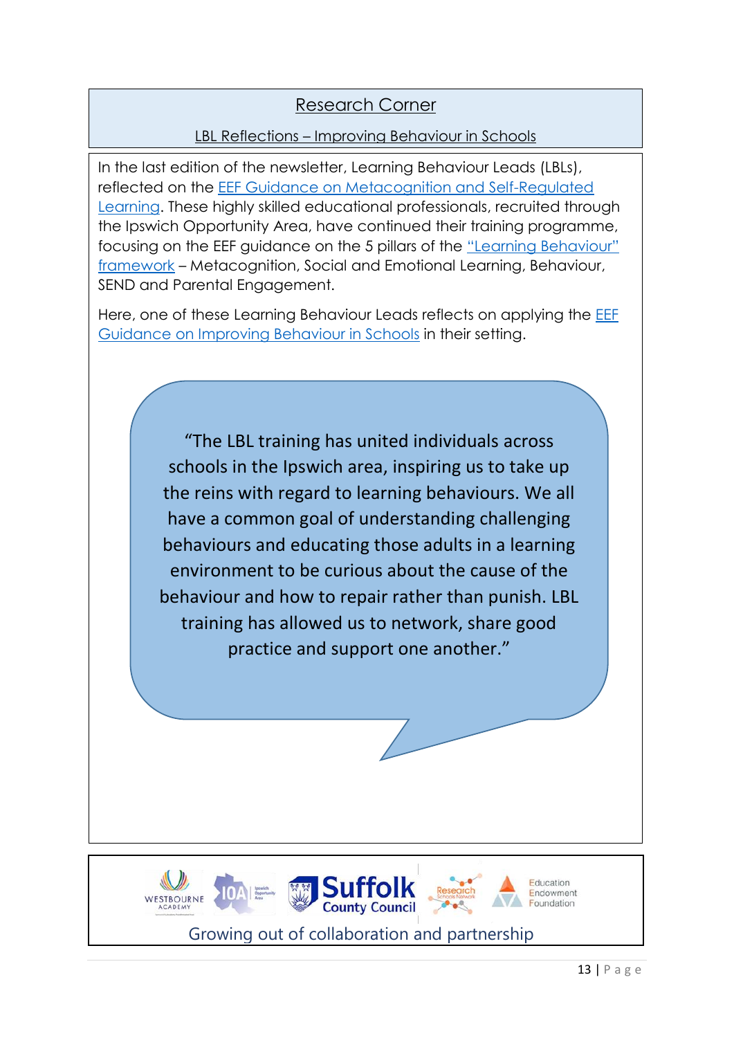## Research Corner

### LBL Reflections – Improving Behaviour in Schools

In the last edition of the newsletter, Learning Behaviour Leads (LBLs), reflected on the [EEF Guidance on Metacognition and Self-Regulated Learning]. These highly skilled educational professionals, recruited through the Ipswich Opportunity Area, have continued their training programme, focusing on the EEF guidance on the 5 pillars of the ["Learning Behaviour" framework] – Metacognition, Social and Emotional Learning, Behaviour, SEND and Parental Engagement.

Here, one of these Learning Behaviour Leads reflects on applying the [EEF Guidance on Improving Behaviour in Schools] in their setting.

> "The LBL training has united individuals across schools in the Ipswich area, inspiring us to take up the reins with regard to learning behaviours. We all have a common goal of understanding challenging behaviours and educating those adults in a learning environment to be curious about the cause of the behaviour and how to repair rather than punish. LBL training has allowed us to network, share good practice and support one another."

Westbourne Academy | IOA Ipswich Opportunity Area | Suffolk County Council | Research Schools Network | Education Endowment Foundation

Growing out of collaboration and partnership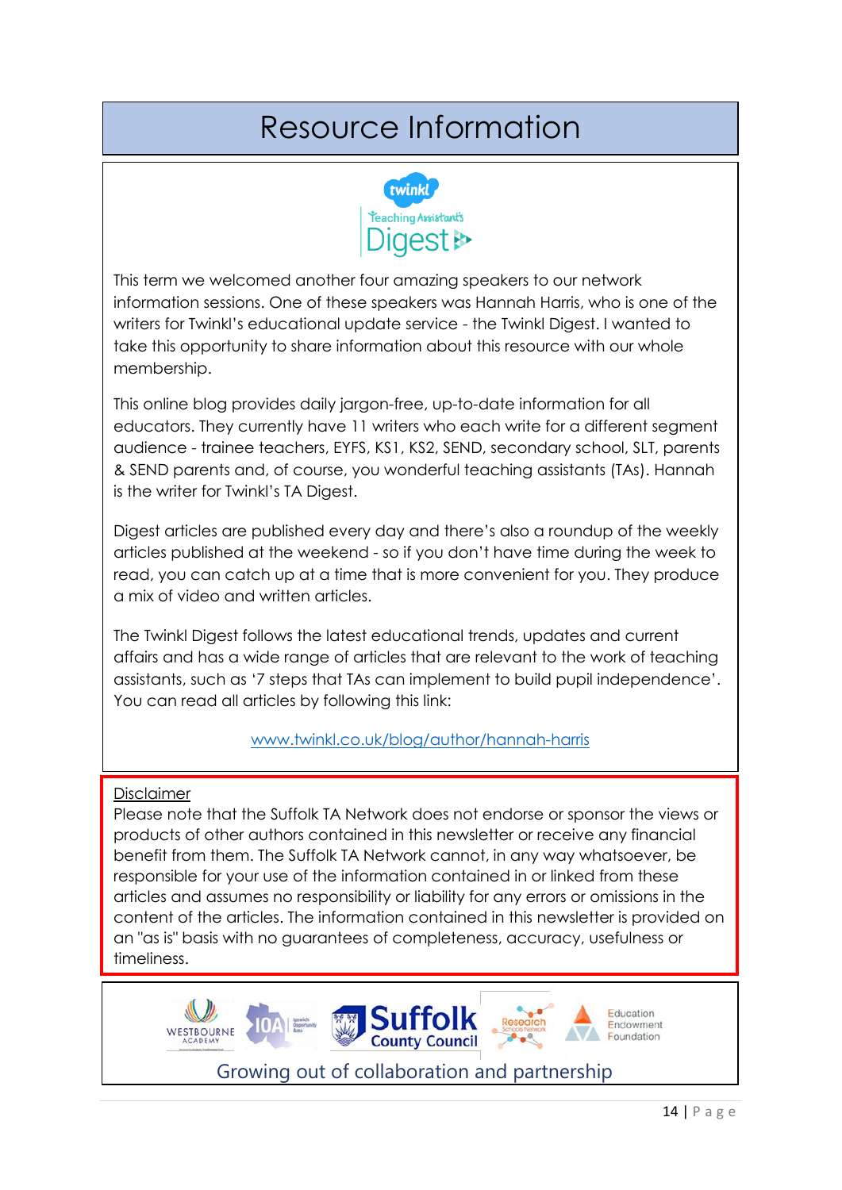# Resource Information

This term we welcomed another four amazing speakers to our network information sessions. One of these speakers was Hannah Harris, who is one of the writers for Twinkl's educational update service - the Twinkl Digest. I wanted to take this opportunity to share information about this resource with our whole membership.

This online blog provides daily jargon-free, up-to-date information for all educators. They currently have 11 writers who each write for a different segment audience - trainee teachers, EYFS, KS1, KS2, SEND, secondary school, SLT, parents & SEND parents and, of course, you wonderful teaching assistants (TAs). Hannah is the writer for Twinkl's TA Digest.

Digest articles are published every day and there's also a roundup of the weekly articles published at the weekend - so if you don't have time during the week to read, you can catch up at a time that is more convenient for you. They produce a mix of video and written articles.

The Twinkl Digest follows the latest educational trends, updates and current affairs and has a wide range of articles that are relevant to the work of teaching assistants, such as '7 steps that TAs can implement to build pupil independence'. You can read all articles by following this link:

www.twinkl.co.uk/blog/author/hannah-harris

<u>Disclaimer</u>

Please note that the Suffolk TA Network does not endorse or sponsor the views or products of other authors contained in this newsletter or receive any financial benefit from them. The Suffolk TA Network cannot, in any way whatsoever, be responsible for your use of the information contained in or linked from these articles and assumes no responsibility or liability for any errors or omissions in the content of the articles. The information contained in this newsletter is provided on an "as is" basis with no guarantees of completeness, accuracy, usefulness or timeliness.

Growing out of collaboration and partnership